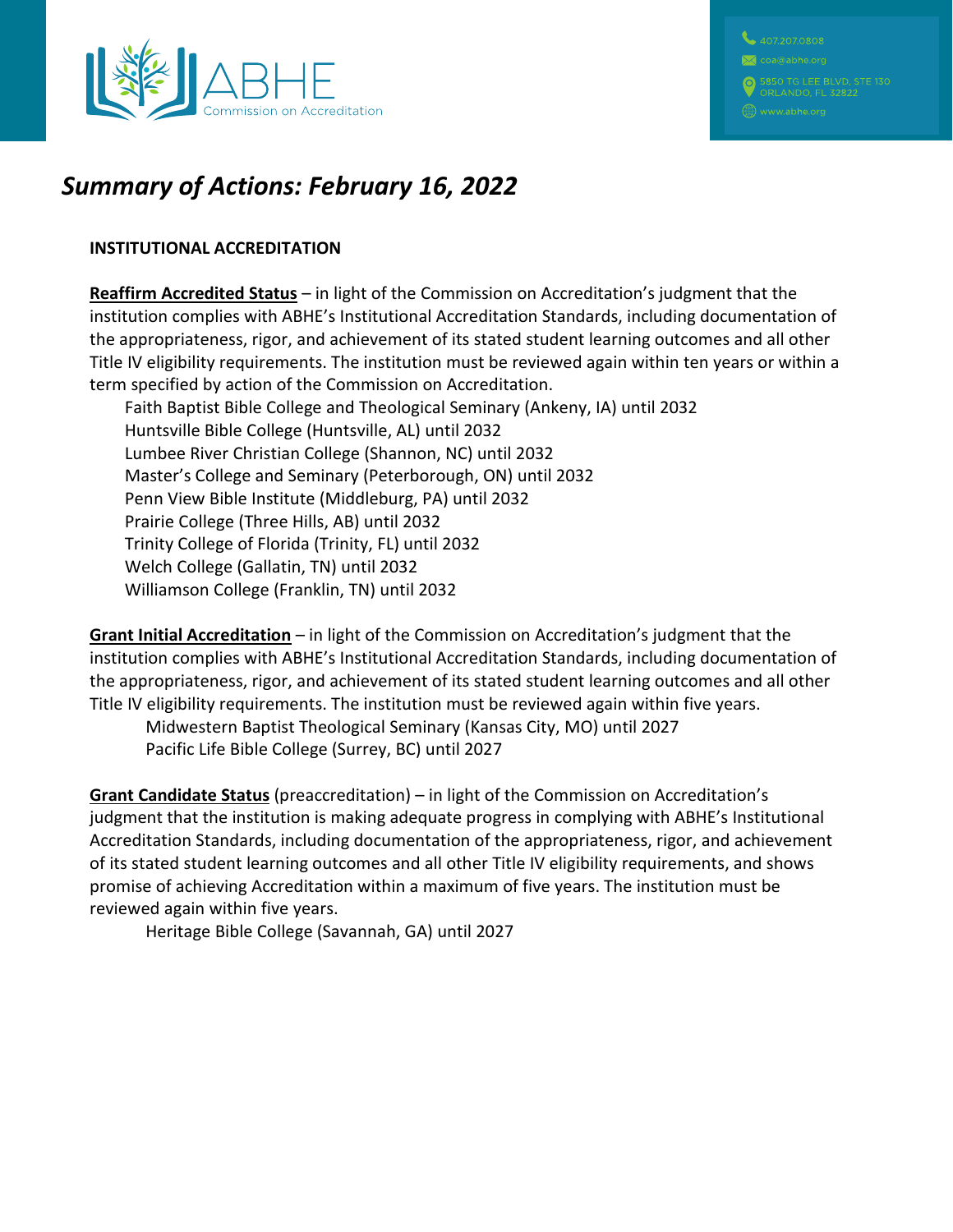ABHE Commission on Accreditation

407.207.0808
coa@abhe.org
5850 TG LEE BLVD, STE 130
ORLANDO, FL 32822
www.abhe.org

# *Summary of Actions: February 16, 2022*

**INSTITUTIONAL ACCREDITATION**

**Reaffirm Accredited Status** – in light of the Commission on Accreditation's judgment that the institution complies with ABHE's Institutional Accreditation Standards, including documentation of the appropriateness, rigor, and achievement of its stated student learning outcomes and all other Title IV eligibility requirements. The institution must be reviewed again within ten years or within a term specified by action of the Commission on Accreditation.

- Faith Baptist Bible College and Theological Seminary (Ankeny, IA) until 2032
- Huntsville Bible College (Huntsville, AL) until 2032
- Lumbee River Christian College (Shannon, NC) until 2032
- Master's College and Seminary (Peterborough, ON) until 2032
- Penn View Bible Institute (Middleburg, PA) until 2032
- Prairie College (Three Hills, AB) until 2032
- Trinity College of Florida (Trinity, FL) until 2032
- Welch College (Gallatin, TN) until 2032
- Williamson College (Franklin, TN) until 2032

**Grant Initial Accreditation** – in light of the Commission on Accreditation's judgment that the institution complies with ABHE's Institutional Accreditation Standards, including documentation of the appropriateness, rigor, and achievement of its stated student learning outcomes and all other Title IV eligibility requirements. The institution must be reviewed again within five years.

- Midwestern Baptist Theological Seminary (Kansas City, MO) until 2027
- Pacific Life Bible College (Surrey, BC) until 2027

**Grant Candidate Status** (preaccreditation) – in light of the Commission on Accreditation's judgment that the institution is making adequate progress in complying with ABHE's Institutional Accreditation Standards, including documentation of the appropriateness, rigor, and achievement of its stated student learning outcomes and all other Title IV eligibility requirements, and shows promise of achieving Accreditation within a maximum of five years. The institution must be reviewed again within five years.

- Heritage Bible College (Savannah, GA) until 2027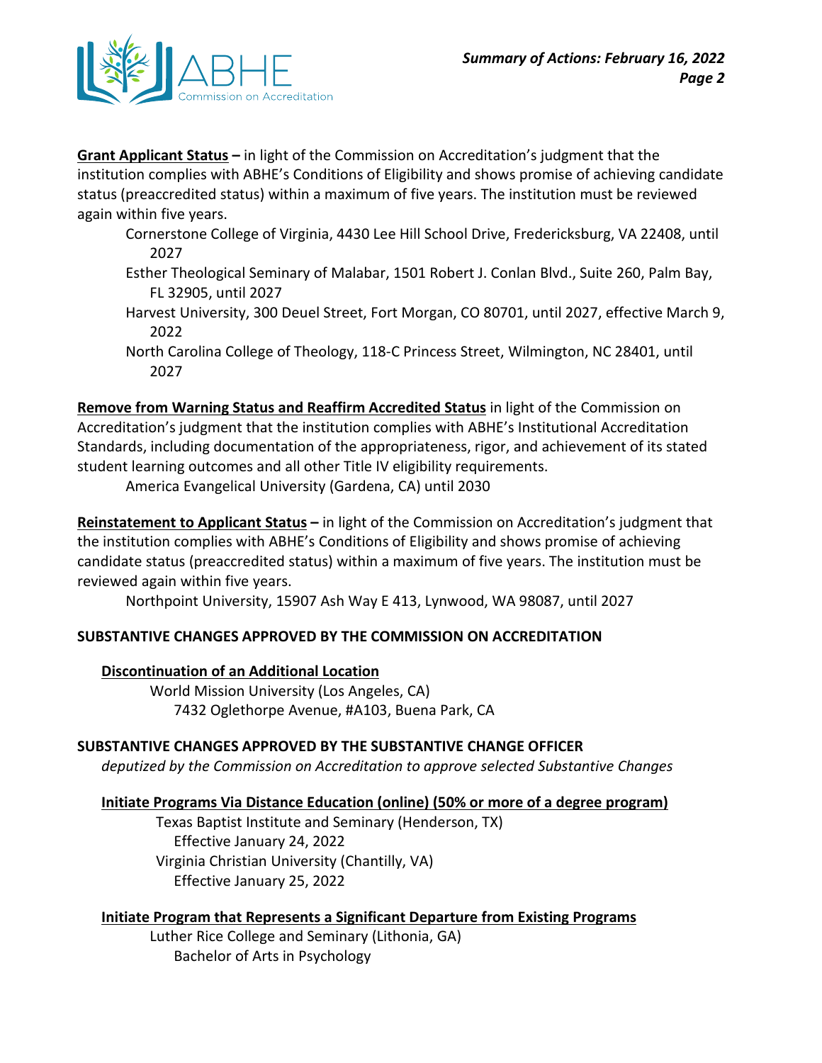**Grant Applicant Status** – in light of the Commission on Accreditation's judgment that the institution complies with ABHE's Conditions of Eligibility and shows promise of achieving candidate status (preaccredited status) within a maximum of five years. The institution must be reviewed again within five years.

- Cornerstone College of Virginia, 4430 Lee Hill School Drive, Fredericksburg, VA 22408, until 2027
- Esther Theological Seminary of Malabar, 1501 Robert J. Conlan Blvd., Suite 260, Palm Bay, FL 32905, until 2027
- Harvest University, 300 Deuel Street, Fort Morgan, CO 80701, until 2027, effective March 9, 2022
- North Carolina College of Theology, 118-C Princess Street, Wilmington, NC 28401, until 2027

**Remove from Warning Status and Reaffirm Accredited Status** in light of the Commission on Accreditation's judgment that the institution complies with ABHE's Institutional Accreditation Standards, including documentation of the appropriateness, rigor, and achievement of its stated student learning outcomes and all other Title IV eligibility requirements.

- America Evangelical University (Gardena, CA) until 2030

**Reinstatement to Applicant Status** – in light of the Commission on Accreditation's judgment that the institution complies with ABHE's Conditions of Eligibility and shows promise of achieving candidate status (preaccredited status) within a maximum of five years. The institution must be reviewed again within five years.

- Northpoint University, 15907 Ash Way E 413, Lynwood, WA 98087, until 2027

## SUBSTANTIVE CHANGES APPROVED BY THE COMMISSION ON ACCREDITATION

**Discontinuation of an Additional Location**

World Mission University (Los Angeles, CA)
7432 Oglethorpe Avenue, #A103, Buena Park, CA

## SUBSTANTIVE CHANGES APPROVED BY THE SUBSTANTIVE CHANGE OFFICER

*deputized by the Commission on Accreditation to approve selected Substantive Changes*

**Initiate Programs Via Distance Education (online) (50% or more of a degree program)**

Texas Baptist Institute and Seminary (Henderson, TX)
Effective January 24, 2022

Virginia Christian University (Chantilly, VA)
Effective January 25, 2022

**Initiate Program that Represents a Significant Departure from Existing Programs**

Luther Rice College and Seminary (Lithonia, GA)
Bachelor of Arts in Psychology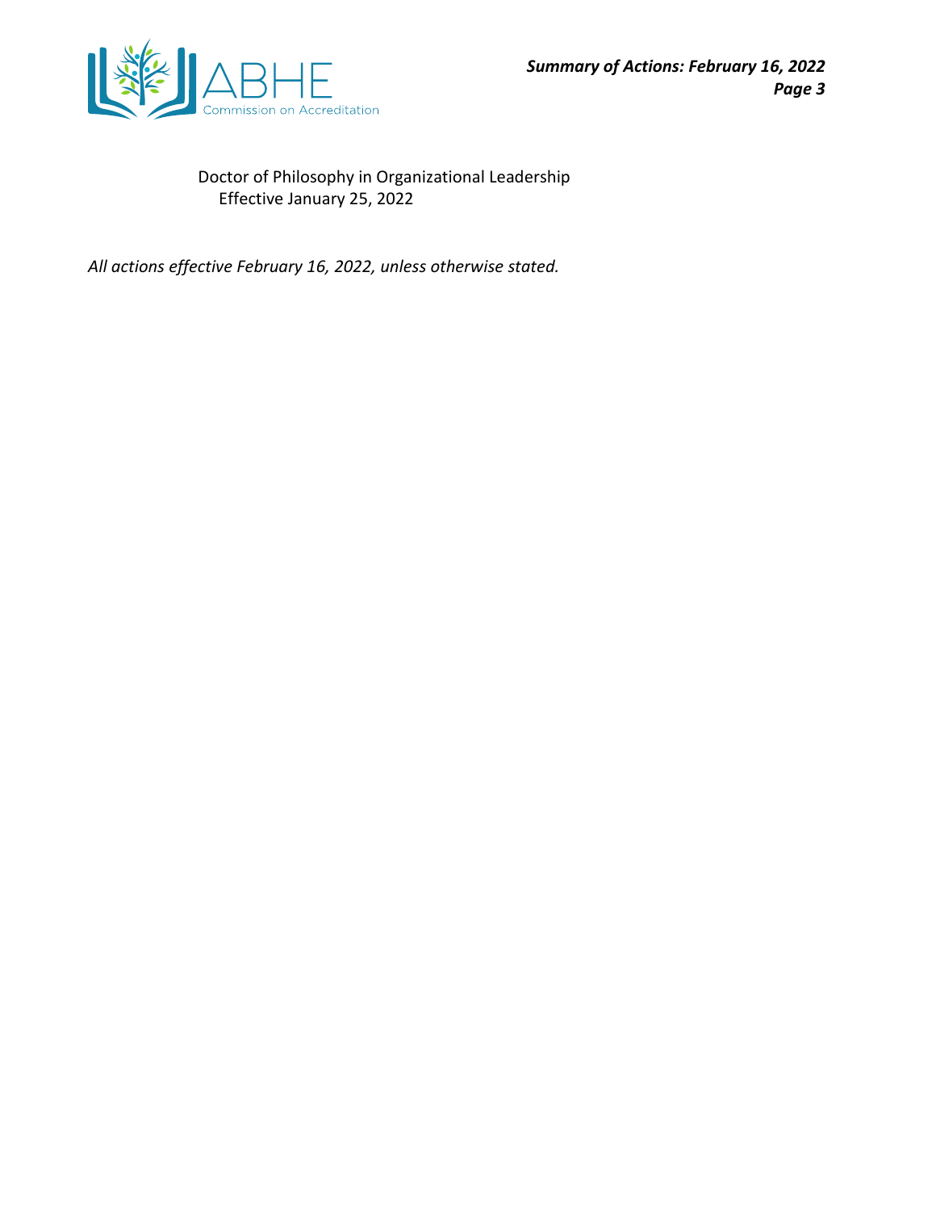Doctor of Philosophy in Organizational Leadership
Effective January 25, 2022

*All actions effective February 16, 2022, unless otherwise stated.*